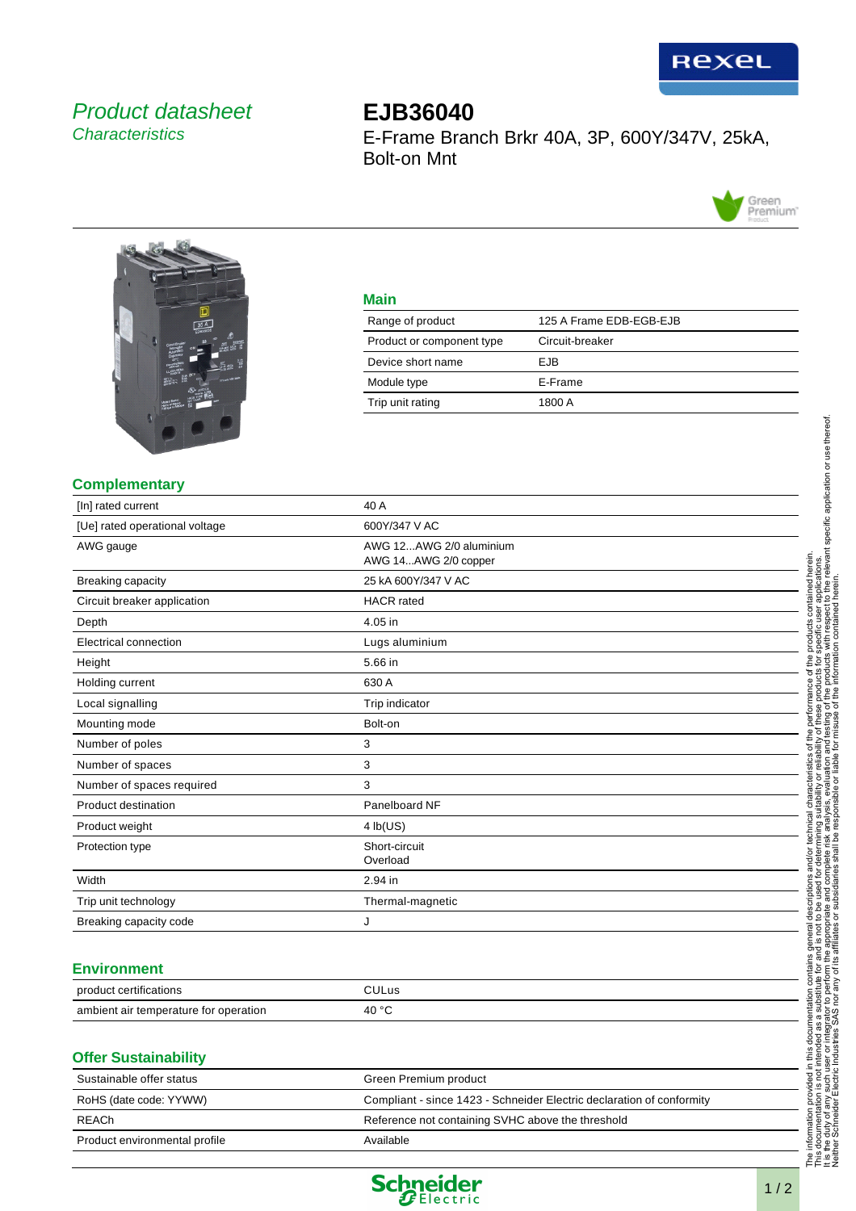*Product datasheet*
*Characteristics*

# EJB36040

E-Frame Branch Brkr 40A, 3P, 600Y/347V, 25kA, Bolt-on Mnt

## Main

| | |
|---|---|
| Range of product | 125 A Frame EDB-EGB-EJB |
| Product or component type | Circuit-breaker |
| Device short name | EJB |
| Module type | E-Frame |
| Trip unit rating | 1800 A |

## Complementary

| | |
|---|---|
| [In] rated current | 40 A |
| [Ue] rated operational voltage | 600Y/347 V AC |
| AWG gauge | AWG 12...AWG 2/0 aluminium<br>AWG 14...AWG 2/0 copper |
| Breaking capacity | 25 kA 600Y/347 V AC |
| Circuit breaker application | HACR rated |
| Depth | 4.05 in |
| Electrical connection | Lugs aluminium |
| Height | 5.66 in |
| Holding current | 630 A |
| Local signalling | Trip indicator |
| Mounting mode | Bolt-on |
| Number of poles | 3 |
| Number of spaces | 3 |
| Number of spaces required | 3 |
| Product destination | Panelboard NF |
| Product weight | 4 lb(US) |
| Protection type | Short-circuit<br>Overload |
| Width | 2.94 in |
| Trip unit technology | Thermal-magnetic |
| Breaking capacity code | J |

## Environment

| | |
|---|---|
| product certifications | CULus |
| ambient air temperature for operation | 40 °C |

## Offer Sustainability

| | |
|---|---|
| Sustainable offer status | Green Premium product |
| RoHS (date code: YYWW) | Compliant - since 1423 - Schneider Electric declaration of conformity |
| REACh | Reference not containing SVHC above the threshold |
| Product environmental profile | Available |

The information provided in this documentation contains general descriptions and/or technical characteristics of the performance of the products contained herein. This documentation is not intended as a substitute for and is not to be used for determining suitability or reliability of these products for specific user applications. It is the duty of any such user or integrator to perform the appropriate and complete risk analysis, evaluation and testing of the products with respect to the relevant specific application or use thereof. Neither Schneider Electric Industries SAS nor any of its affiliates or subsidiaries shall be responsible or liable for misuse of the information contained herein.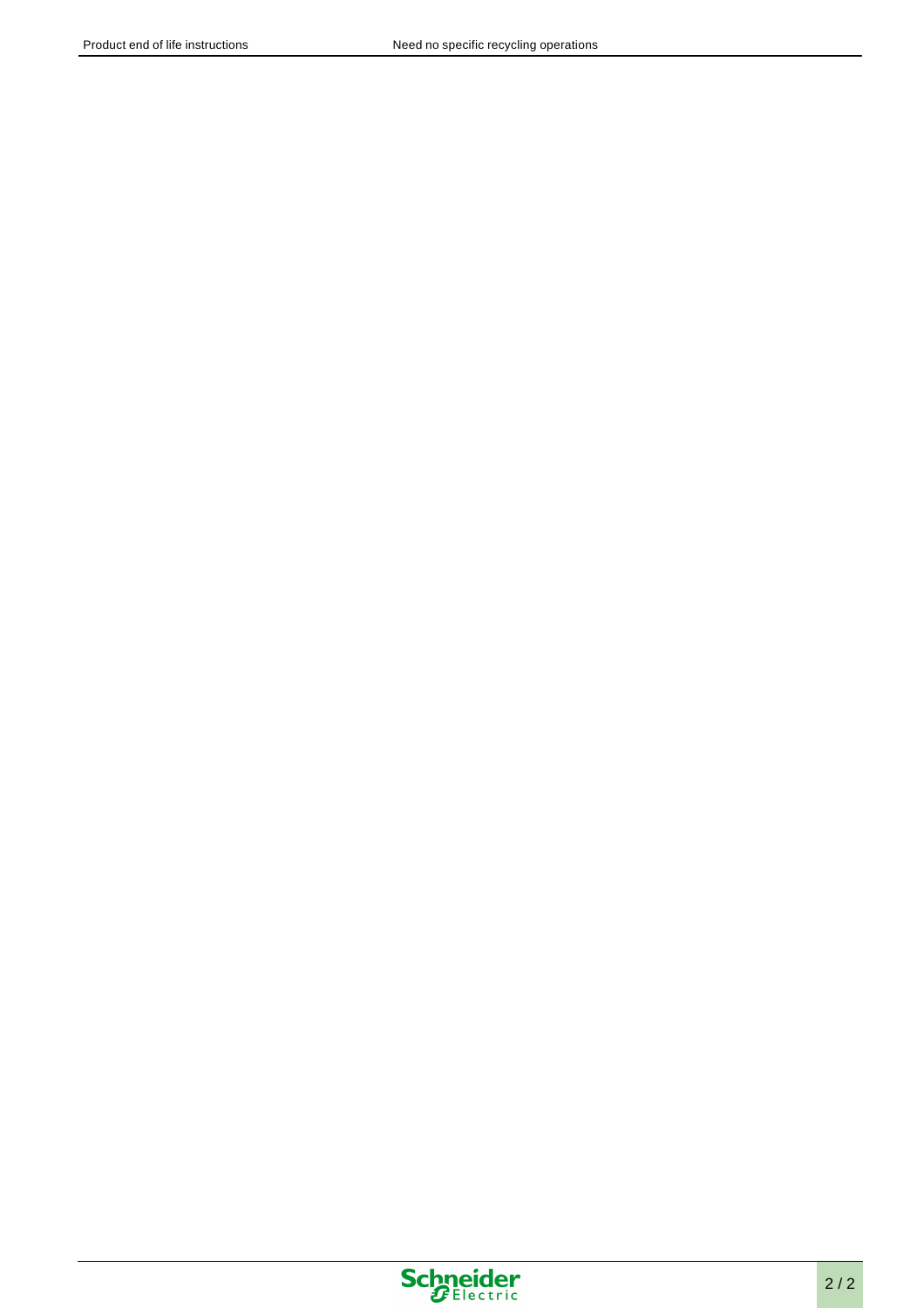| | |
|---|---|
| Product end of life instructions | Need no specific recycling operations |